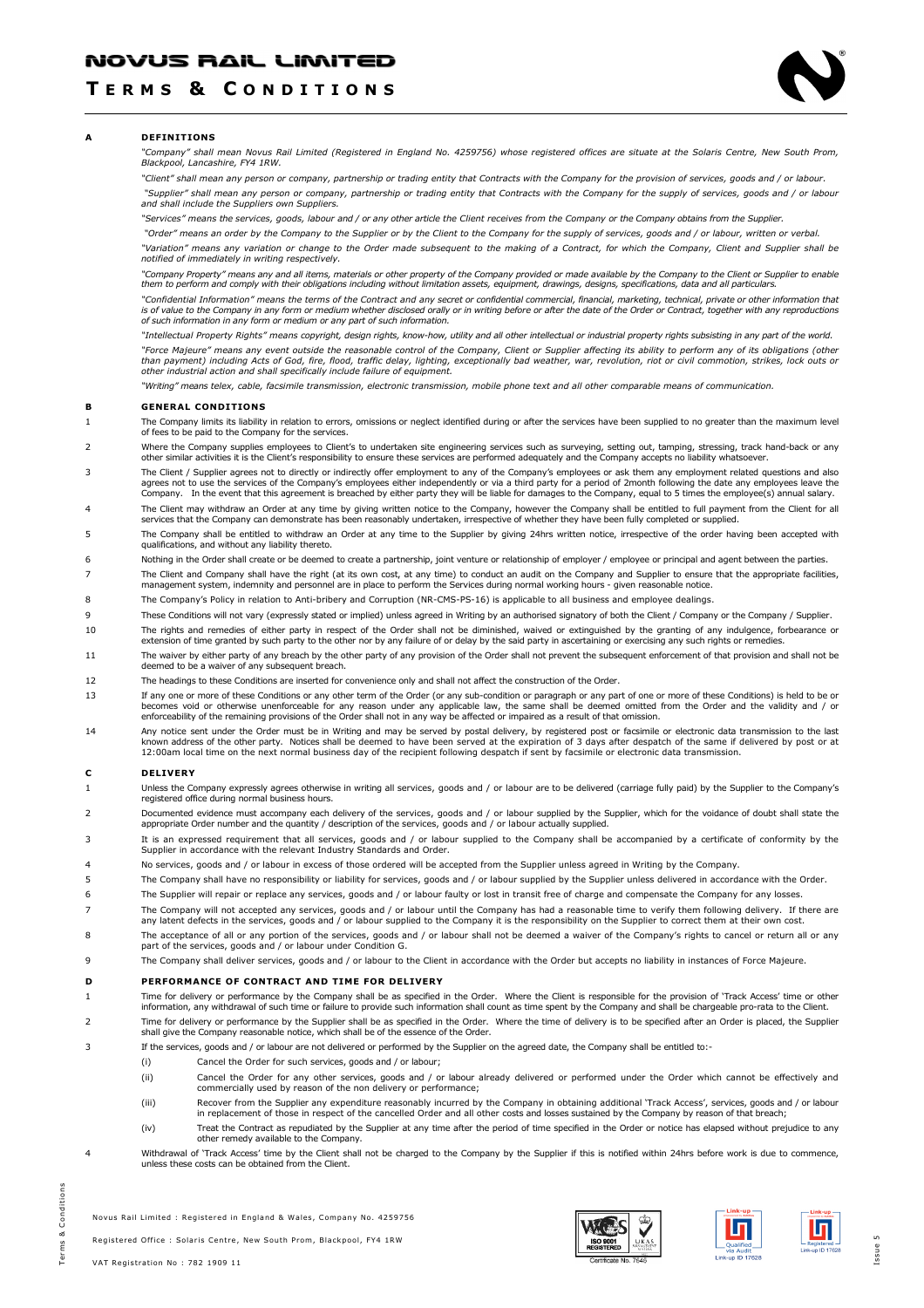# NOVUS RAIL LIMITED

## TERMS & CONDITIONS

### A DEFINITIONS

*"Company" shall mean Novus Rail Limited (Registered in England No. 4259756) whose registered offices are situate at the Solaris Centre, New South Prom, Blackpool, Lancashire, FY4 1RW.*

*"Client" shall mean any person or company, partnership or trading entity that Contracts with the Company for the provision of services, goods and / or labour.*

*"Supplier" shall mean any person or company, partnership or trading entity that Contracts with the Company for the supply of services, goods and / or labour and shall include the Suppliers own Suppliers.*

*"Services" means the services, goods, labour and / or any other article the Client receives from the Company or the Company obtains from the Supplier.*

*"Order" means an order by the Company to the Supplier or by the Client to the Company for the supply of services, goods and / or labour, written or verbal.*

*"Variation" means any variation or change to the Order made subsequent to the making of a Contract, for which the Company, Client and Supplier shall be notified of immediately in writing respectively.*

*"Company Property" means any and all items, materials or other property of the Company provided or made available by the Company to the Client or Supplier to enable them to perform and comply with their obligations including without limitation assets, equipment, drawings, designs, specifications, data and all particulars.*

*"Confidential Information" means the terms of the Contract and any secret or confidential commercial, financial, marketing, technical, private or other information that is of value to the Company in any form or medium whether disclosed orally or in writing before or after the date of the Order or Contract, together with any reproductions of such information in any form or medium or any part of such information.*

*"Intellectual Property Rights" means copyright, design rights, know-how, utility and all other intellectual or industrial property rights subsisting in any part of the world.*

*"Force Majeure" means any event outside the reasonable control of the Company, Client or Supplier affecting its ability to perform any of its obligations (other than payment) including Acts of God, fire, flood, traffic delay, lighting, exceptionally bad weather, war, revolution, riot or civil commotion, strikes, lock outs or other industrial action and shall specifically include failure of equipment.*

*"Writing" means telex, cable, facsimile transmission, electronic transmission, mobile phone text and all other comparable means of communication.*

### B GENERAL CONDITIONS

1. The Company limits its liability in relation to errors, omissions or neglect identified during or after the services have been supplied to no greater than the maximum level of fees to be paid to the Company for the services.
2. Where the Company supplies employees to Client's to undertaken site engineering services such as surveying, setting out, tamping, stressing, track hand-back or any other similar activities it is the Client's responsibility to ensure these services are performed adequately and the Company accepts no liability whatsoever.
3. The Client / Supplier agrees not to directly or indirectly offer employment to any of the Company's employees or ask them any employment related questions and also agrees not to use the services of the Company's employees either independently or via a third party for a period of 2month following the date any employees leave the Company. In the event that this agreement is breached by either party they will be liable for damages to the Company, equal to 5 times the employee(s) annual salary.
4. The Client may withdraw an Order at any time by giving written notice to the Company, however the Company shall be entitled to full payment from the Client for all services that the Company can demonstrate has been reasonably undertaken, irrespective of whether they have been fully completed or supplied.
5. The Company shall be entitled to withdraw an Order at any time to the Supplier by giving 24hrs written notice, irrespective of the order having been accepted with qualifications, and without any liability thereto.
6. Nothing in the Order shall create or be deemed to create a partnership, joint venture or relationship of employer / employee or principal and agent between the parties.
7. The Client and Company shall have the right (at its own cost, at any time) to conduct an audit on the Company and Supplier to ensure that the appropriate facilities, management system, indemnity and personnel are in place to perform the Services during normal working hours - given reasonable notice.
8. The Company's Policy in relation to Anti-bribery and Corruption (NR-CMS-PS-16) is applicable to all business and employee dealings.
9. These Conditions will not vary (expressly stated or implied) unless agreed in Writing by an authorised signatory of both the Client / Company or the Company / Supplier.
10. The rights and remedies of either party in respect of the Order shall not be diminished, waived or extinguished by the granting of any indulgence, forbearance or extension of time granted by such party to the other nor by any failure of or delay by the said party in ascertaining or exercising any such rights or remedies.
11. The waiver by either party of any breach by the other party of any provision of the Order shall not prevent the subsequent enforcement of that provision and shall not be deemed to be a waiver of any subsequent breach.
12. The headings to these Conditions are inserted for convenience only and shall not affect the construction of the Order.
13. If any one or more of these Conditions or any other term of the Order (or any sub-condition or paragraph or any part of one or more of these Conditions) is held to be or becomes void or otherwise unenforceable for any reason under any applicable law, the same shall be deemed omitted from the Order and the validity and / or enforceability of the remaining provisions of the Order shall not in any way be affected or impaired as a result of that omission.
14. Any notice sent under the Order must be in Writing and may be served by postal delivery, by registered post or facsimile or electronic data transmission to the last known address of the other party. Notices shall be deemed to have been served at the expiration of 3 days after despatch of the same if delivered by post or at 12:00am local time on the next normal business day of the recipient following despatch if sent by facsimile or electronic data transmission.

### C DELIVERY

1. Unless the Company expressly agrees otherwise in writing all services, goods and / or labour are to be delivered (carriage fully paid) by the Supplier to the Company's registered office during normal business hours.
2. Documented evidence must accompany each delivery of the services, goods and / or labour supplied by the Supplier, which for the voidance of doubt shall state the appropriate Order number and the quantity / description of the services, goods and / or labour actually supplied.
3. It is an expressed requirement that all services, goods and / or labour supplied to the Company shall be accompanied by a certificate of conformity by the Supplier in accordance with the relevant Industry Standards and Order.
4. No services, goods and / or labour in excess of those ordered will be accepted from the Supplier unless agreed in Writing by the Company.
5. The Company shall have no responsibility or liability for services, goods and / or labour supplied by the Supplier unless delivered in accordance with the Order.
6. The Supplier will repair or replace any services, goods and / or labour faulty or lost in transit free of charge and compensate the Company for any losses.
7. The Company will not accepted any services, goods and / or labour until the Company has had a reasonable time to verify them following delivery. If there are any latent defects in the services, goods and / or labour supplied to the Company it is the responsibility on the Supplier to correct them at their own cost.
8. The acceptance of all or any portion of the services, goods and / or labour shall not be deemed a waiver of the Company's rights to cancel or return all or any part of the services, goods and / or labour under Condition G.
9. The Company shall deliver services, goods and / or labour to the Client in accordance with the Order but accepts no liability in instances of Force Majeure.

### D PERFORMANCE OF CONTRACT AND TIME FOR DELIVERY

1. Time for delivery or performance by the Company shall be as specified in the Order. Where the Client is responsible for the provision of 'Track Access' time or other information, any withdrawal of such time or failure to provide such information shall count as time spent by the Company and shall be chargeable pro-rata to the Client.
2. Time for delivery or performance by the Supplier shall be as specified in the Order. Where the time of delivery is to be specified after an Order is placed, the Supplier shall give the Company reasonable notice, which shall be of the essence of the Order.
3. If the services, goods and / or labour are not delivered or performed by the Supplier on the agreed date, the Company shall be entitled to:-
   - (i) Cancel the Order for such services, goods and / or labour;
   - (ii) Cancel the Order for any other services, goods and / or labour already delivered or performed under the Order which cannot be effectively and commercially used by reason of the non delivery or performance;
   - (iii) Recover from the Supplier any expenditure reasonably incurred by the Company in obtaining additional 'Track Access', services, goods and / or labour in replacement of those in respect of the cancelled Order and all other costs and losses sustained by the Company by reason of that breach;
   - (iv) Treat the Contract as repudiated by the Supplier at any time after the period of time specified in the Order or notice has elapsed without prejudice to any other remedy available to the Company.
4. Withdrawal of 'Track Access' time by the Client shall not be charged to the Company by the Supplier if this is notified within 24hrs before work is due to commence, unless these costs can be obtained from the Client.

Novus Rail Limited : Registered in England & Wales, Company No. 4259756

Registered Office : Solaris Centre, New South Prom, Blackpool, FY4 1RW

VAT Registration No : 782 1909 11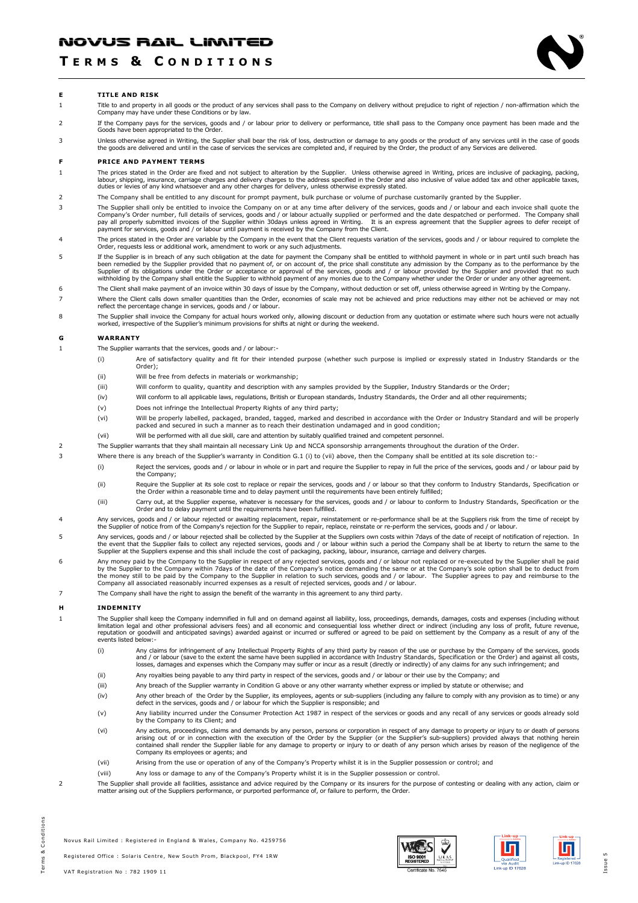## E TITLE AND RISK

1. Title to and property in all goods or the product of any services shall pass to the Company on delivery without prejudice to right of rejection / non-affirmation which the Company may have under these Conditions or by law.
2. If the Company pays for the services, goods and / or labour prior to delivery or performance, title shall pass to the Company once payment has been made and the Goods have been appropriated to the Order.
3. Unless otherwise agreed in Writing, the Supplier shall bear the risk of loss, destruction or damage to any goods or the product of any services until in the case of goods the goods are delivered and until in the case of services the services are completed and, if required by the Order, the product of any Services are delivered.

## F PRICE AND PAYMENT TERMS

1. The prices stated in the Order are fixed and not subject to alteration by the Supplier. Unless otherwise agreed in Writing, prices are inclusive of packaging, packing, labour, shipping, insurance, carriage charges and delivery charges to the address specified in the Order and also inclusive of value added tax and other applicable taxes, duties or levies of any kind whatsoever and any other charges for delivery, unless otherwise expressly stated.
2. The Company shall be entitled to any discount for prompt payment, bulk purchase or volume of purchase customarily granted by the Supplier.
3. The Supplier shall only be entitled to invoice the Company on or at any time after delivery of the services, goods and / or labour and each invoice shall quote the Company's Order number, full details of services, goods and / or labour actually supplied or performed and the date despatched or performed. The Company shall pay all properly submitted invoices of the Supplier within 30days unless agreed in Writing. It is an express agreement that the Supplier agrees to defer receipt of payment for services, goods and / or labour until payment is received by the Company from the Client.
4. The prices stated in the Order are variable by the Company in the event that the Client requests variation of the services, goods and / or labour required to complete the Order, requests less or additional work, amendment to work or any such adjustments.
5. If the Supplier is in breach of any such obligation at the date for payment the Company shall be entitled to withhold payment in whole or in part until such breach has been remedied by the Supplier provided that no payment of, or on account of, the price shall constitute any admission by the Company as to the performance by the Supplier of its obligations under the Order or acceptance or approval of the services, goods and / or labour provided by the Supplier and provided that no such withholding by the Company shall entitle the Supplier to withhold payment of any monies due to the Company whether under the Order or under any other agreement.
6. The Client shall make payment of an invoice within 30 days of issue by the Company, without deduction or set off, unless otherwise agreed in Writing by the Company.
7. Where the Client calls down smaller quantities than the Order, economies of scale may not be achieved and price reductions may either not be achieved or may not reflect the percentage change in services, goods and / or labour.
8. The Supplier shall invoice the Company for actual hours worked only, allowing discount or deduction from any quotation or estimate where such hours were not actually worked, irrespective of the Supplier's minimum provisions for shifts at night or during the weekend.

## G WARRANTY

1. The Supplier warrants that the services, goods and / or labour:-
   - (i) Are of satisfactory quality and fit for their intended purpose (whether such purpose is implied or expressly stated in Industry Standards or the Order);
   - (ii) Will be free from defects in materials or workmanship;
   - (iii) Will conform to quality, quantity and description with any samples provided by the Supplier, Industry Standards or the Order;
   - (iv) Will conform to all applicable laws, regulations, British or European standards, Industry Standards, the Order and all other requirements;
   - (v) Does not infringe the Intellectual Property Rights of any third party;
   - (vi) Will be properly labelled, packaged, branded, tagged, marked and described in accordance with the Order or Industry Standard and will be properly packed and secured in such a manner as to reach their destination undamaged and in good condition;
   - (vii) Will be performed with all due skill, care and attention by suitably qualified trained and competent personnel.
2. The Supplier warrants that they shall maintain all necessary Link Up and NCCA sponsorship arrangements throughout the duration of the Order.
3. Where there is any breach of the Supplier's warranty in Condition G.1 (i) to (vii) above, then the Company shall be entitled at its sole discretion to:-
   - (i) Reject the services, goods and / or labour in whole or in part and require the Supplier to repay in full the price of the services, goods and / or labour paid by the Company;
   - (ii) Require the Supplier at its sole cost to replace or repair the services, goods and / or labour so that they conform to Industry Standards, Specification or the Order within a reasonable time and to delay payment until the requirements have been entirely fulfilled;
   - (iii) Carry out, at the Supplier expense, whatever is necessary for the services, goods and / or labour to conform to Industry Standards, Specification or the Order and to delay payment until the requirements have been fulfilled.
4. Any services, goods and / or labour rejected or awaiting replacement, repair, reinstatement or re-performance shall be at the Suppliers risk from the time of receipt by the Supplier of notice from of the Company's rejection for the Supplier to repair, replace, reinstate or re-perform the services, goods and / or labour.
5. Any services, goods and / or labour rejected shall be collected by the Supplier at the Suppliers own costs within 7days of the date of receipt of notification of rejection. In the event that the Supplier fails to collect any rejected services, goods and / or labour within such a period the Company shall be at liberty to return the same to the Supplier at the Suppliers expense and this shall include the cost of packaging, packing, labour, insurance, carriage and delivery charges.
6. Any money paid by the Company to the Supplier in respect of any rejected services, goods and / or labour not replaced or re-executed by the Supplier shall be paid by the Supplier to the Company within 7days of the date of the Company's notice demanding the same or at the Company's sole option shall be to deduct from the money still to be paid by the Company to the Supplier in relation to such services, goods and / or labour. The Supplier agrees to pay and reimburse to the Company all associated reasonably incurred expenses as a result of rejected services, goods and / or labour.
7. The Company shall have the right to assign the benefit of the warranty in this agreement to any third party.

## H INDEMNITY

1. The Supplier shall keep the Company indemnified in full and on demand against all liability, loss, proceedings, demands, damages, costs and expenses (including without limitation legal and other professional advisers fees) and all economic and consequential loss whether direct or indirect (including any loss of profit, future revenue, reputation or goodwill and anticipated savings) awarded against or incurred or suffered or agreed to be paid on settlement by the Company as a result of any of the events listed below:-
   - (i) Any claims for infringement of any Intellectual Property Rights of any third party by reason of the use or purchase by the Company of the services, goods and / or labour (save to the extent the same have been supplied in accordance with Industry Standards, Specification or the Order) and against all costs, losses, damages and expenses which the Company may suffer or incur as a result (directly or indirectly) of any claims for any such infringement; and
   - (ii) Any royalties being payable to any third party in respect of the services, goods and / or labour or their use by the Company; and
   - (iii) Any breach of the Supplier warranty in Condition G above or any other warranty whether express or implied by statute or otherwise; and
   - (iv) Any other breach of the Order by the Supplier, its employees, agents or sub-suppliers (including any failure to comply with any provision as to time) or any defect in the services, goods and / or labour for which the Supplier is responsible; and
   - (v) Any liability incurred under the Consumer Protection Act 1987 in respect of the services or goods and any recall of any services or goods already sold by the Company to its Client; and
   - (vi) Any actions, proceedings, claims and demands by any person, persons or corporation in respect of any damage to property or injury to or death of persons arising out of or in connection with the execution of the Order by the Supplier (or the Supplier's sub-suppliers) provided always that nothing herein contained shall render the Supplier liable for any damage to property or injury to or death of any person which arises by reason of the negligence of the Company its employees or agents; and
   - (vii) Arising from the use or operation of any of the Company's Property whilst it is in the Supplier possession or control; and
   - (viii) Any loss or damage to any of the Company's Property whilst it is in the Supplier possession or control.
2. The Supplier shall provide all facilities, assistance and advice required by the Company or its insurers for the purpose of contesting or dealing with any action, claim or matter arising out of the Suppliers performance, or purported performance of, or failure to perform, the Order.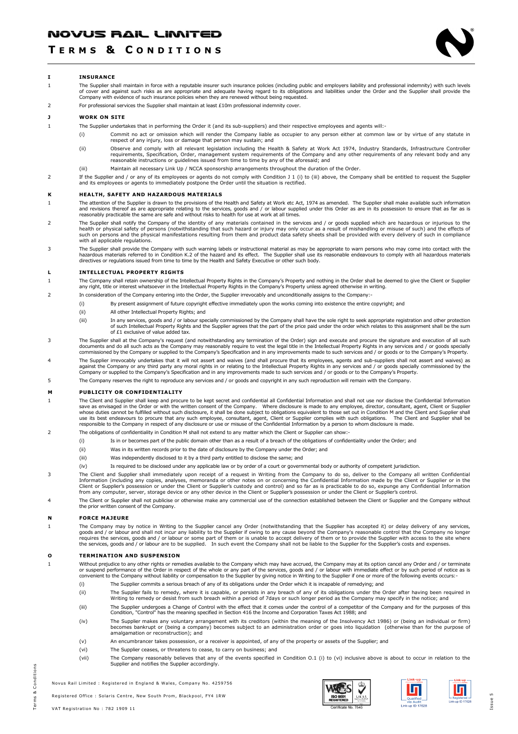## I INSURANCE

1 The Supplier shall maintain in force with a reputable insurer such insurance policies (including public and employers liability and professional indemnity) with such levels of cover and against such risks as are appropriate and adequate having regard to its obligations and liabilities under the Order and the Supplier shall provide the Company with evidence of such insurance policies when they are renewed without being requested.

2 For professional services the Supplier shall maintain at least £10m professional indemnity cover.

## J WORK ON SITE

1 The Supplier undertakes that in performing the Order it (and its sub-suppliers) and their respective employees and agents will:-

(i) Commit no act or omission which will render the Company liable as occupier to any person either at common law or by virtue of any statute in respect of any injury, loss or damage that person may sustain; and

(ii) Observe and comply with all relevant legislation including the Health & Safety at Work Act 1974, Industry Standards, Infrastructure Controller requirements, Specification, Order, management system requirements of the Company and any other requirements of any relevant body and any reasonable instructions or guidelines issued from time to time by any of the aforesaid; and

(iii) Maintain all necessary Link Up / NCCA sponsorship arrangements throughout the duration of the Order.

2 If the Supplier and / or any of its employees or agents do not comply with Condition J 1 (i) to (iii) above, the Company shall be entitled to request the Supplier and its employees or agents to immediately postpone the Order until the situation is rectified.

## K HEALTH, SAFETY AND HAZARDOUS MATERIALS

1 The attention of the Supplier is drawn to the provisions of the Health and Safety at Work etc Act, 1974 as amended. The Supplier shall make available such information and revisions thereof as are appropriate relating to the services, goods and / or labour supplied under this Order as are in its possession to ensure that as far as is reasonably practicable the same are safe and without risks to health for use at work at all times.

2 The Supplier shall notify the Company of the identity of any materials contained in the services and / or goods supplied which are hazardous or injurious to the health or physical safety of persons (notwithstanding that such hazard or injury may only occur as a result of mishandling or misuse of such) and the effects of such on persons and the physical manifestations resulting from them and product data safety sheets shall be provided with every delivery of such in compliance with all applicable regulations.

3 The Supplier shall provide the Company with such warning labels or instructional material as may be appropriate to warn persons who may come into contact with the hazardous materials referred to in Condition K.2 of the hazard and its effect. The Supplier shall use its reasonable endeavours to comply with all hazardous materials directives or regulations issued from time to time by the Health and Safety Executive or other such body.

## L INTELLECTUAL PROPERTY RIGHTS

1 The Company shall retain ownership of the Intellectual Property Rights in the Company's Property and nothing in the Order shall be deemed to give the Client or Supplier any right, title or interest whatsoever in the Intellectual Property Rights in the Company's Property unless agreed otherwise in writing.

2 In consideration of the Company entering into the Order, the Supplier irrevocably and unconditionally assigns to the Company:-

(i) By present assignment of future copyright effective immediately upon the works coming into existence the entire copyright; and

(ii) All other Intellectual Property Rights; and

(iii) In any services, goods and / or labour specially commissioned by the Company shall have the sole right to seek appropriate registration and other protection of such Intellectual Property Rights and the Supplier agrees that the part of the price paid under the order which relates to this assignment shall be the sum of £1 exclusive of value added tax.

3 The Supplier shall at the Company's request (and notwithstanding any termination of the Order) sign and execute and procure the signature and execution of all such documents and do all such acts as the Company may reasonably require to vest the legal title in the Intellectual Property Rights in any services and / or goods specially commissioned by the Company or supplied to the Company's Specification and in any improvements made to such services and / or goods or to the Company's Property.

4 The Supplier irrevocably undertakes that it will not assert and waives (and shall procure that its employees, agents and sub-suppliers shall not assert and waives) as against the Company or any third party any moral rights in or relating to the Intellectual Property Rights in any services and / or goods specially commissioned by the Company or supplied to the Company's Specification and in any improvements made to such services and / or goods or to the Company's Property.

5 The Company reserves the right to reproduce any services and / or goods and copyright in any such reproduction will remain with the Company.

## M PUBLICITY OR CONFIDENTIALITY

1 The Client and Supplier shall keep and procure to be kept secret and confidential all Confidential Information and shall not use nor disclose the Confidential Information save as envisaged in the Order or with the written consent of the Company. Where disclosure is made to any employee, director, consultant, agent, Client or Supplier whose duties cannot be fulfilled without such disclosure, it shall be done subject to obligations equivalent to those set out in Condition M and the Client and Supplier shall use its best endeavours to procure that any such employee, consultant, agent, Client or Supplier complies with such obligations. The Client and Supplier shall be responsible to the Company in respect of any disclosure or use or misuse of the Confidential Information by a person to whom disclosure is made.

2 The obligations of confidentiality in Condition M shall not extend to any matter which the Client or Supplier can show:-

(i) Is in or becomes part of the public domain other than as a result of a breach of the obligations of confidentiality under the Order; and

(ii) Was in its written records prior to the date of disclosure by the Company under the Order; and

(iii) Was independently disclosed to it by a third party entitled to disclose the same; and

(iv) Is required to be disclosed under any applicable law or by order of a court or governmental body or authority of competent jurisdiction.

3 The Client and Supplier shall immediately upon receipt of a request in Writing from the Company to do so, deliver to the Company all written Confidential Information (including any copies, analyses, memoranda or other notes on or concerning the Confidential Information made by the Client or Supplier or in the Client or Supplier's possession or under the Client or Supplier's custody and control) and so far as is practicable to do so, expunge any Confidential Information from any computer, server, storage device or any other device in the Client or Supplier's possession or under the Client or Supplier's control.

4 The Client or Supplier shall not publicise or otherwise make any commercial use of the connection established between the Client or Supplier and the Company without the prior written consent of the Company.

## N FORCE MAJEURE

1 The Company may by notice in Writing to the Supplier cancel any Order (notwithstanding that the Supplier has accepted it) or delay delivery of any services, goods and / or labour and shall not incur any liability to the Supplier if owing to any cause beyond the Company's reasonable control that the Company no longer requires the services, goods and / or labour or some part of them or is unable to accept delivery of them or to provide the Supplier with access to the site where the services, goods and / or labour are to be supplied. In such event the Company shall not be liable to the Supplier for the Supplier's costs and expenses.

## O TERMINATION AND SUSPENSION

1 Without prejudice to any other rights or remedies available to the Company which may have accrued, the Company may at its option cancel any Order and / or terminate or suspend performance of the Order in respect of the whole or any part of the services, goods and / or labour with immediate effect or by such period of notice as is convenient to the Company without liability or compensation to the Supplier by giving notice in Writing to the Supplier if one or more of the following events occurs:-

(i) The Supplier commits a serious breach of any of its obligations under the Order which it is incapable of remedying; and

(ii) The Supplier fails to remedy, where it is capable, or persists in any breach of any of its obligations under the Order after having been required in Writing to remedy or desist from such breach within a period of 7days or such longer period as the Company may specify in the notice; and

(iii) The Supplier undergoes a Change of Control with the effect that it comes under the control of a competitor of the Company and for the purposes of this Condition, "Control" has the meaning specified in Section 416 the Income and Corporation Taxes Act 1988; and

(iv) The Supplier makes any voluntary arrangement with its creditors (within the meaning of the Insolvency Act 1986) or (being an individual or firm) becomes bankrupt or (being a company) becomes subject to an administration order or goes into liquidation (otherwise than for the purpose of amalgamation or reconstruction); and

(v) An encumbrancer takes possession, or a receiver is appointed, of any of the property or assets of the Supplier; and

(vi) The Supplier ceases, or threatens to cease, to carry on business; and

(vii) The Company reasonably believes that any of the events specified in Condition O.1 (i) to (vi) inclusive above is about to occur in relation to the Supplier and notifies the Supplier accordingly.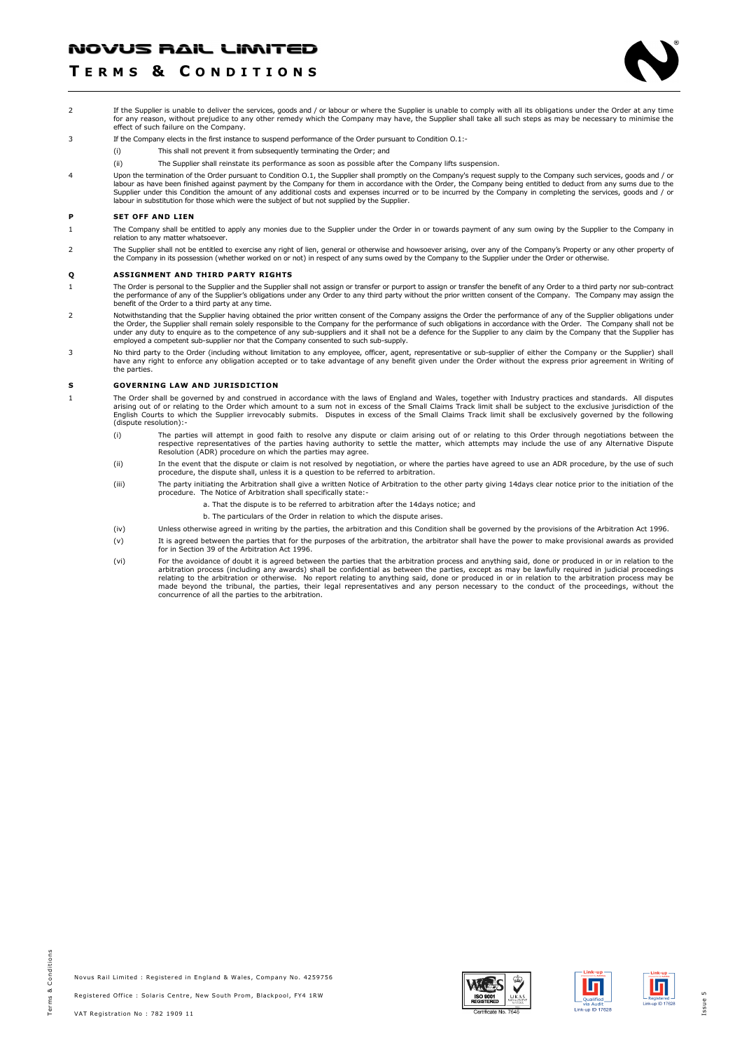2 If the Supplier is unable to deliver the services, goods and / or labour or where the Supplier is unable to comply with all its obligations under the Order at any time for any reason, without prejudice to any other remedy which the Company may have, the Supplier shall take all such steps as may be necessary to minimise the effect of such failure on the Company.

3 If the Company elects in the first instance to suspend performance of the Order pursuant to Condition O.1:-

(i) This shall not prevent it from subsequently terminating the Order; and

(ii) The Supplier shall reinstate its performance as soon as possible after the Company lifts suspension.

4 Upon the termination of the Order pursuant to Condition O.1, the Supplier shall promptly on the Company's request supply to the Company such services, goods and / or labour as have been finished against payment by the Company for them in accordance with the Order, the Company being entitled to deduct from any sums due to the Supplier under this Condition the amount of any additional costs and expenses incurred or to be incurred by the Company in completing the services, goods and / or labour in substitution for those which were the subject of but not supplied by the Supplier.

## P SET OFF AND LIEN

1 The Company shall be entitled to apply any monies due to the Supplier under the Order in or towards payment of any sum owing by the Supplier to the Company in relation to any matter whatsoever.

2 The Supplier shall not be entitled to exercise any right of lien, general or otherwise and howsoever arising, over any of the Company's Property or any other property of the Company in its possession (whether worked on or not) in respect of any sums owed by the Company to the Supplier under the Order or otherwise.

## Q ASSIGNMENT AND THIRD PARTY RIGHTS

1 The Order is personal to the Supplier and the Supplier shall not assign or transfer or purport to assign or transfer the benefit of any Order to a third party nor sub-contract the performance of any of the Supplier's obligations under any Order to any third party without the prior written consent of the Company. The Company may assign the benefit of the Order to a third party at any time.

2 Notwithstanding that the Supplier having obtained the prior written consent of the Company assigns the Order the performance of any of the Supplier obligations under the Order, the Supplier shall remain solely responsible to the Company for the performance of such obligations in accordance with the Order. The Company shall not be under any duty to enquire as to the competence of any sub-suppliers and it shall not be a defence for the Supplier to any claim by the Company that the Supplier has employed a competent sub-supplier nor that the Company consented to such sub-supply.

3 No third party to the Order (including without limitation to any employee, officer, agent, representative or sub-supplier of either the Company or the Supplier) shall have any right to enforce any obligation accepted or to take advantage of any benefit given under the Order without the express prior agreement in Writing of the parties.

## S GOVERNING LAW AND JURISDICTION

1 The Order shall be governed by and construed in accordance with the laws of England and Wales, together with Industry practices and standards. All disputes arising out of or relating to the Order which amount to a sum not in excess of the Small Claims Track limit shall be subject to the exclusive jurisdiction of the English Courts to which the Supplier irrevocably submits. Disputes in excess of the Small Claims Track limit shall be exclusively governed by the following (dispute resolution):-

(i) The parties will attempt in good faith to resolve any dispute or claim arising out of or relating to this Order through negotiations between the respective representatives of the parties having authority to settle the matter, which attempts may include the use of any Alternative Dispute Resolution (ADR) procedure on which the parties may agree.

(ii) In the event that the dispute or claim is not resolved by negotiation, or where the parties have agreed to use an ADR procedure, by the use of such procedure, the dispute shall, unless it is a question to be referred to arbitration.

(iii) The party initiating the Arbitration shall give a written Notice of Arbitration to the other party giving 14days clear notice prior to the initiation of the procedure. The Notice of Arbitration shall specifically state:-

a. That the dispute is to be referred to arbitration after the 14days notice; and

b. The particulars of the Order in relation to which the dispute arises.

(iv) Unless otherwise agreed in writing by the parties, the arbitration and this Condition shall be governed by the provisions of the Arbitration Act 1996.

(v) It is agreed between the parties that for the purposes of the arbitration, the arbitrator shall have the power to make provisional awards as provided for in Section 39 of the Arbitration Act 1996.

(vi) For the avoidance of doubt it is agreed between the parties that the arbitration process and anything said, done or produced in or in relation to the arbitration process (including any awards) shall be confidential as between the parties, except as may be lawfully required in judicial proceedings relating to the arbitration or otherwise. No report relating to anything said, done or produced in or in relation to the arbitration process may be made beyond the tribunal, the parties, their legal representatives and any person necessary to the conduct of the proceedings, without the concurrence of all the parties to the arbitration.